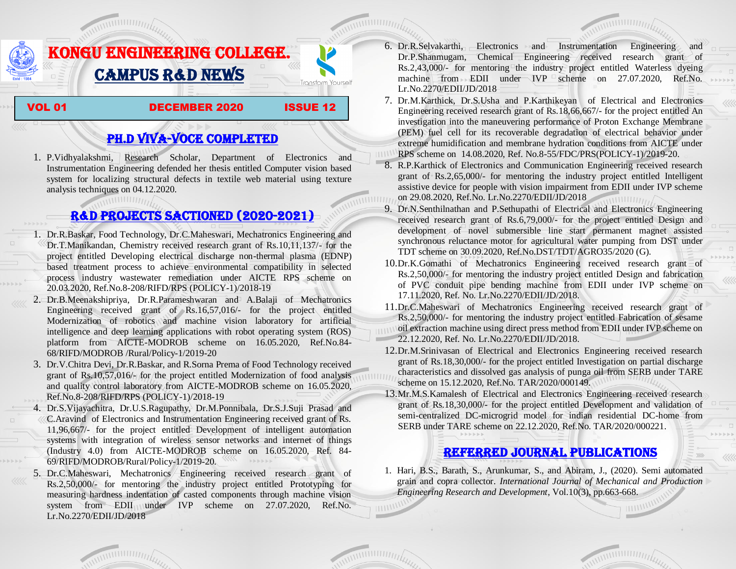# KONGU ENGINEERING COLLEGE.

## CAMPUS R&D NEWS

Transform Yourself

**VOL 01 DECEMBER 2020 ISSUE 12**

## PH.D VIVA-VOCE COMPLETED

1. P.Vidhyalakshmi, Research Scholar, Department of Electronics and Instrumentation Engineering defended her thesis entitled Computer vision based system for localizing structural defects in textile web material using texture analysis techniques on 04.12.2020.

## R&D PROJECTS SACTIONED (2020-2021)

1. Dr.R.Baskar, Food Technology, Dr.C.Maheswari, Mechatronics Engineering and Dr.T.Manikandan, Chemistry received research grant of Rs.10,11,137/- for the project entitled Developing electrical discharge non-thermal plasma (EDNP) based treatment process to achieve environmental compatibility in selected process industry wastewater remediation under AICTE RPS scheme on 20.03.2020, Ref.No.8-208/RIFD/RPS (POLICY-1)/2018-19
2. Dr.B.Meenakshipriya, Dr.R.Parameshwaran and A.Balaji of Mechatronics Engineering received grant of Rs.16,57,016/- for the project entitled Modernization of robotics and machine vision laboratory for artificial intelligence and deep learning applications with robot operating system (ROS) platform from AICTE-MODROB scheme on 16.05.2020, Ref.No.84-68/RIFD/MODROB /Rural/Policy-1/2019-20
3. Dr.V.Chitra Devi, Dr.R.Baskar, and R.Sorna Prema of Food Technology received grant of Rs.10,57,016/- for the project entitled Modernization of food analysis and quality control laboratory from AICTE-MODROB scheme on 16.05.2020, Ref.No.8-208/RIFD/RPS (POLICY-1)/2018-19
4. Dr.S.Vijayachitra, Dr.U.S.Ragupathy, Dr.M.Ponnibala, Dr.S.J.Suji Prasad and C.Aravind of Electronics and Instrumentation Engineering received grant of Rs. 11,96,667/- for the project entitled Development of intelligent automation systems with integration of wireless sensor networks and internet of things (Industry 4.0) from AICTE-MODROB scheme on 16.05.2020, Ref. 84-69/RIFD/MODROB/Rural/Policy-1/2019-20.
5. Dr.C.Maheswari, Mechatronics Engineering received research grant of Rs.2,50,000/- for mentoring the industry project entitled Prototyping for measuring hardness indentation of casted components through machine vision system from EDII under IVP scheme on 27.07.2020, Ref.No. Lr.No.2270/EDII/JD/2018
6. Dr.R.Selvakarthi, Electronics and Instrumentation Engineering and Dr.P.Shanmugam, Chemical Engineering received research grant of Rs.2,43,000/- for mentoring the industry project entitled Waterless dyeing machine from EDII under IVP scheme on 27.07.2020, Ref.No. Lr.No.2270/EDII/JD/2018
7. Dr.M.Karthick, Dr.S.Usha and P.Karthikeyan of Electrical and Electronics Engineering received research grant of Rs.18,66,667/- for the project entitled An investigation into the maneuvering performance of Proton Exchange Membrane (PEM) fuel cell for its recoverable degradation of electrical behavior under extreme humidification and membrane hydration conditions from AICTE under RPS scheme on 14.08.2020, Ref. No.8-55/FDC/PRS(POLICY-1)/2019-20.
8. R.P.Karthick of Electronics and Communication Engineering received research grant of Rs.2,65,000/- for mentoring the industry project entitled Intelligent assistive device for people with vision impairment from EDII under IVP scheme on 29.08.2020, Ref.No. Lr.No.2270/EDII/JD/2018
9. Dr.N.Senthilnathan and P.Sethupathi of Electrical and Electronics Engineering received research grant of Rs.6,79,000/- for the project entitled Design and development of novel submersible line start permanent magnet assisted synchronous reluctance motor for agricultural water pumping from DST under TDT scheme on 30.09.2020, Ref.No.DST/TDT/AGRO35/2020 (G).
10. Dr.K.Gomathi of Mechatronics Engineering received research grant of Rs.2,50,000/- for mentoring the industry project entitled Design and fabrication of PVC conduit pipe bending machine from EDII under IVP scheme on 17.11.2020, Ref. No. Lr.No.2270/EDII/JD/2018.
11. Dr.C.Maheswari of Mechatronics Engineering received research grant of Rs.2,50,000/- for mentoring the industry project entitled Fabrication of sesame oil extraction machine using direct press method from EDII under IVP scheme on 22.12.2020, Ref. No. Lr.No.2270/EDII/JD/2018.
12. Dr.M.Srinivasan of Electrical and Electronics Engineering received research grant of Rs.18,30,000/- for the project entitled Investigation on partial discharge characteristics and dissolved gas analysis of punga oil from SERB under TARE scheme on 15.12.2020, Ref.No. TAR/2020/000149.
13. Mr.M.S.Kamalesh of Electrical and Electronics Engineering received research grant of Rs.18,30,000/- for the project entitled Development and validation of semi-centralized DC-microgrid model for indian residential DC-home from SERB under TARE scheme on 22.12.2020, Ref.No. TAR/2020/000221.

## REFERRED JOURNAL PUBLICATIONS

1. Hari, B.S., Barath, S., Arunkumar, S., and Abiram, J., (2020). Semi automated grain and copra collector. *International Journal of Mechanical and Production Engineering Research and Development*, Vol.10(3), pp.663-668.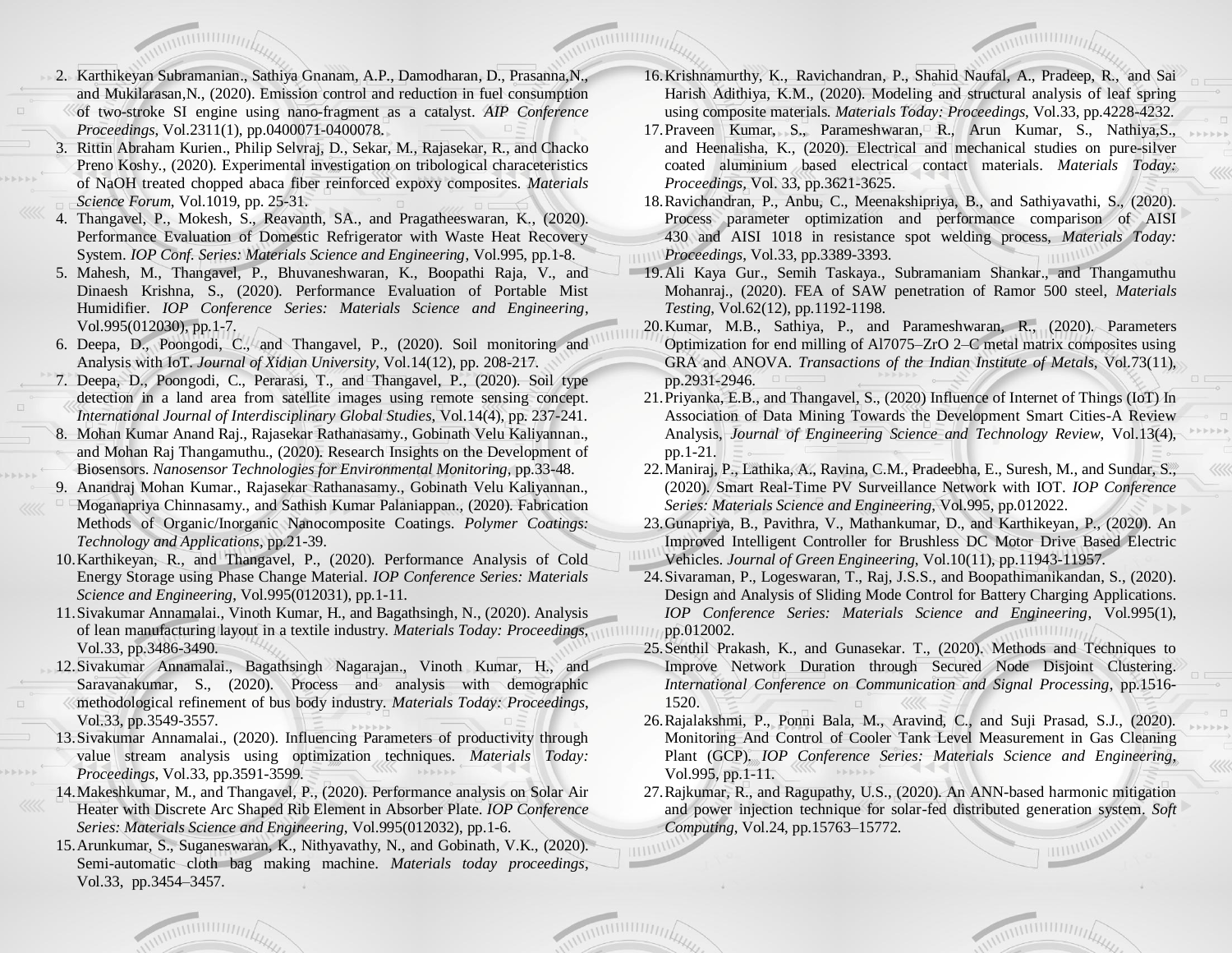2. Karthikeyan Subramanian., Sathiya Gnanam, A.P., Damodharan, D., Prasanna,N., and Mukilarasan,N., (2020). Emission control and reduction in fuel consumption of two-stroke SI engine using nano-fragment as a catalyst. *AIP Conference Proceedings*, Vol.2311(1), pp.0400071-0400078.
3. Rittin Abraham Kurien., Philip Selvraj, D., Sekar, M., Rajasekar, R., and Chacko Preno Koshy., (2020). Experimental investigation on tribological characeteristics of NaOH treated chopped abaca fiber reinforced expoxy composites. *Materials Science Forum*, Vol.1019, pp. 25-31.
4. Thangavel, P., Mokesh, S., Reavanth, SA., and Pragatheeswaran, K., (2020). Performance Evaluation of Domestic Refrigerator with Waste Heat Recovery System. *IOP Conf. Series: Materials Science and Engineering*, Vol.995, pp.1-8.
5. Mahesh, M., Thangavel, P., Bhuvaneshwaran, K., Boopathi Raja, V., and Dinaesh Krishna, S., (2020). Performance Evaluation of Portable Mist Humidifier. *IOP Conference Series: Materials Science and Engineering*, Vol.995(012030), pp.1-7.
6. Deepa, D., Poongodi, C., and Thangavel, P., (2020). Soil monitoring and Analysis with IoT. *Journal of Xidian University*, Vol.14(12), pp. 208-217.
7. Deepa, D., Poongodi, C., Perarasi, T., and Thangavel, P., (2020). Soil type detection in a land area from satellite images using remote sensing concept. *International Journal of Interdisciplinary Global Studies*, Vol.14(4), pp. 237-241.
8. Mohan Kumar Anand Raj., Rajasekar Rathanasamy., Gobinath Velu Kaliyannan., and Mohan Raj Thangamuthu., (2020). Research Insights on the Development of Biosensors. *Nanosensor Technologies for Environmental Monitoring*, pp.33-48.
9. Anandraj Mohan Kumar., Rajasekar Rathanasamy., Gobinath Velu Kaliyannan., Moganapriya Chinnasamy., and Sathish Kumar Palaniappan., (2020). Fabrication Methods of Organic/Inorganic Nanocomposite Coatings. *Polymer Coatings: Technology and Applications*, pp.21-39.
10. Karthikeyan, R., and Thangavel, P., (2020). Performance Analysis of Cold Energy Storage using Phase Change Material. *IOP Conference Series: Materials Science and Engineering*, Vol.995(012031), pp.1-11.
11. Sivakumar Annamalai., Vinoth Kumar, H., and Bagathsingh, N., (2020). Analysis of lean manufacturing layout in a textile industry. *Materials Today: Proceedings*, Vol.33, pp.3486-3490.
12. Sivakumar Annamalai., Bagathsingh Nagarajan., Vinoth Kumar, H., and Saravanakumar, S., (2020). Process and analysis with demographic methodological refinement of bus body industry. *Materials Today: Proceedings*, Vol.33, pp.3549-3557.
13. Sivakumar Annamalai., (2020). Influencing Parameters of productivity through value stream analysis using optimization techniques. *Materials Today: Proceedings*, Vol.33, pp.3591-3599.
14. Makeshkumar, M., and Thangavel, P., (2020). Performance analysis on Solar Air Heater with Discrete Arc Shaped Rib Element in Absorber Plate. *IOP Conference Series: Materials Science and Engineering*, Vol.995(012032), pp.1-6.
15. Arunkumar, S., Suganeswaran, K., Nithyavathy, N., and Gobinath, V.K., (2020). Semi-automatic cloth bag making machine. *Materials today proceedings*, Vol.33, pp.3454–3457.
16. Krishnamurthy, K., Ravichandran, P., Shahid Naufal, A., Pradeep, R., and Sai Harish Adithiya, K.M., (2020). Modeling and structural analysis of leaf spring using composite materials. *Materials Today: Proceedings*, Vol.33, pp.4228-4232.
17. Praveen Kumar, S., Parameshwaran, R., Arun Kumar, S., Nathiya,S., and Heenalisha, K., (2020). Electrical and mechanical studies on pure-silver coated aluminium based electrical contact materials. *Materials Today: Proceedings*, Vol. 33, pp.3621-3625.
18. Ravichandran, P., Anbu, C., Meenakshipriya, B., and Sathiyavathi, S., (2020). Process parameter optimization and performance comparison of AISI 430 and AISI 1018 in resistance spot welding process, *Materials Today: Proceedings*, Vol.33, pp.3389-3393.
19. Ali Kaya Gur., Semih Taskaya., Subramaniam Shankar., and Thangamuthu Mohanraj., (2020). FEA of SAW penetration of Ramor 500 steel, *Materials Testing*, Vol.62(12), pp.1192-1198.
20. Kumar, M.B., Sathiya, P., and Parameshwaran, R., (2020). Parameters Optimization for end milling of Al7075–ZrO 2–C metal matrix composites using GRA and ANOVA. *Transactions of the Indian Institute of Metals*, Vol.73(11), pp.2931-2946.
21. Priyanka, E.B., and Thangavel, S., (2020) Influence of Internet of Things (IoT) In Association of Data Mining Towards the Development Smart Cities-A Review Analysis, *Journal of Engineering Science and Technology Review*, Vol.13(4), pp.1-21.
22. Maniraj, P., Lathika, A., Ravina, C.M., Pradeebha, E., Suresh, M., and Sundar, S., (2020). Smart Real-Time PV Surveillance Network with IOT. *IOP Conference Series: Materials Science and Engineering*, Vol.995, pp.012022.
23. Gunapriya, B., Pavithra, V., Mathankumar, D., and Karthikeyan, P., (2020). An Improved Intelligent Controller for Brushless DC Motor Drive Based Electric Vehicles. *Journal of Green Engineering*, Vol.10(11), pp.11943-11957.
24. Sivaraman, P., Logeswaran, T., Raj, J.S.S., and Boopathimanikandan, S., (2020). Design and Analysis of Sliding Mode Control for Battery Charging Applications. *IOP Conference Series: Materials Science and Engineering*, Vol.995(1), pp.012002.
25. Senthil Prakash, K., and Gunasekar. T., (2020). Methods and Techniques to Improve Network Duration through Secured Node Disjoint Clustering. *International Conference on Communication and Signal Processing*, pp.1516-1520.
26. Rajalakshmi, P., Ponni Bala, M., Aravind, C., and Suji Prasad, S.J., (2020). Monitoring And Control of Cooler Tank Level Measurement in Gas Cleaning Plant (GCP). *IOP Conference Series: Materials Science and Engineering*, Vol.995, pp.1-11.
27. Rajkumar, R., and Ragupathy, U.S., (2020). An ANN-based harmonic mitigation and power injection technique for solar-fed distributed generation system. *Soft Computing*, Vol.24, pp.15763–15772.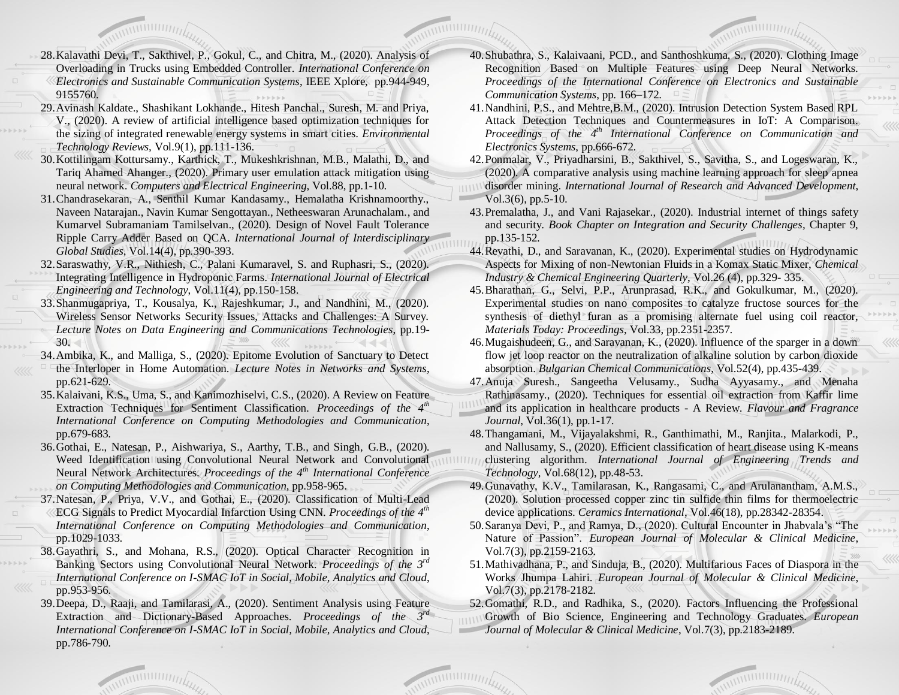28. Kalavathi Devi, T., Sakthivel, P., Gokul, C., and Chitra, M., (2020). Analysis of Overloading in Trucks using Embedded Controller. *International Conference on Electronics and Sustainable Communication Systems*, IEEE Xplore, pp.944-949, 9155760.
29. Avinash Kaldate., Shashikant Lokhande., Hitesh Panchal., Suresh, M. and Priya, V., (2020). A review of artificial intelligence based optimization techniques for the sizing of integrated renewable energy systems in smart cities. *Environmental Technology Reviews*, Vol.9(1), pp.111-136.
30. Kottilingam Kottursamy., Karthick, T., Mukeshkrishnan, M.B., Malathi, D., and Tariq Ahamed Ahanger., (2020). Primary user emulation attack mitigation using neural network. *Computers and Electrical Engineering*, Vol.88, pp.1-10.
31. Chandrasekaran, A., Senthil Kumar Kandasamy., Hemalatha Krishnamoorthy., Naveen Natarajan., Navin Kumar Sengottayan., Netheeswaran Arunachalam., and Kumarvel Subramaniam Tamilselvan., (2020). Design of Novel Fault Tolerance Ripple Carry Adder Based on QCA. *International Journal of Interdisciplinary Global Studies*, Vol.14(4), pp.390-393.
32. Saraswathy, V.R., Nithiesh, C., Palani Kumaravel, S. and Ruphasri, S., (2020). Integrating Intelligence in Hydroponic Farms. *International Journal of Electrical Engineering and Technology*, Vol.11(4), pp.150-158.
33. Shanmugapriya, T., Kousalya, K., Rajeshkumar, J., and Nandhini, M., (2020). Wireless Sensor Networks Security Issues, Attacks and Challenges: A Survey. *Lecture Notes on Data Engineering and Communications Technologies*, pp.19-30.
34. Ambika, K., and Malliga, S., (2020). Epitome Evolution of Sanctuary to Detect the Interloper in Home Automation. *Lecture Notes in Networks and Systems*, pp.621-629.
35. Kalaivani, K.S., Uma, S., and Kanimozhiselvi, C.S., (2020). A Review on Feature Extraction Techniques for Sentiment Classification. *Proceedings of the 4th International Conference on Computing Methodologies and Communication*, pp.679-683.
36. Gothai, E., Natesan, P., Aishwariya, S., Aarthy, T.B., and Singh, G.B., (2020). Weed Identification using Convolutional Neural Network and Convolutional Neural Network Architectures. *Proceedings of the 4th International Conference on Computing Methodologies and Communication*, pp.958-965.
37. Natesan, P., Priya, V.V., and Gothai, E., (2020). Classification of Multi-Lead ECG Signals to Predict Myocardial Infarction Using CNN. *Proceedings of the 4th International Conference on Computing Methodologies and Communication*, pp.1029-1033.
38. Gayathri, S., and Mohana, R.S., (2020). Optical Character Recognition in Banking Sectors using Convolutional Neural Network. *Proceedings of the 3rd International Conference on I-SMAC IoT in Social, Mobile, Analytics and Cloud*, pp.953-956.
39. Deepa, D., Raaji, and Tamilarasi, A., (2020). Sentiment Analysis using Feature Extraction and Dictionary-Based Approaches. *Proceedings of the 3rd International Conference on I-SMAC IoT in Social, Mobile, Analytics and Cloud*, pp.786-790.
40. Shubathra, S., Kalaivaani, PCD., and Santhoshkuma, S., (2020). Clothing Image Recognition Based on Multiple Features using Deep Neural Networks. *Proceedings of the International Conference on Electronics and Sustainable Communication Systems*, pp. 166–172.
41. Nandhini, P.S., and Mehtre,B.M., (2020). Intrusion Detection System Based RPL Attack Detection Techniques and Countermeasures in IoT: A Comparison. *Proceedings of the 4th International Conference on Communication and Electronics Systems*, pp.666-672.
42. Ponmalar, V., Priyadharsini, B., Sakthivel, S., Savitha, S., and Logeswaran, K., (2020). A comparative analysis using machine learning approach for sleep apnea disorder mining. *International Journal of Research and Advanced Development*, Vol.3(6), pp.5-10.
43. Premalatha, J., and Vani Rajasekar., (2020). Industrial internet of things safety and security. *Book Chapter on Integration and Security Challenges*, Chapter 9, pp.135-152.
44. Revathi, D., and Saravanan, K., (2020). Experimental studies on Hydrodynamic Aspects for Mixing of non-Newtonian Fluids in a Komax Static Mixer, *Chemical Industry & Chemical Engineering Quarterly*, Vol.26 (4), pp.329- 335.
45. Bharathan, G., Selvi, P.P., Arunprasad, R.K., and Gokulkumar, M., (2020). Experimental studies on nano composites to catalyze fructose sources for the synthesis of diethyl furan as a promising alternate fuel using coil reactor, *Materials Today: Proceedings*, Vol.33, pp.2351-2357.
46. Mugaishudeen, G., and Saravanan, K., (2020). Influence of the sparger in a down flow jet loop reactor on the neutralization of alkaline solution by carbon dioxide absorption. *Bulgarian Chemical Communications*, Vol.52(4), pp.435-439.
47. Anuja Suresh., Sangeetha Velusamy., Sudha Ayyasamy., and Menaha Rathinasamy., (2020). Techniques for essential oil extraction from Kaffir lime and its application in healthcare products - A Review. *Flavour and Fragrance Journal*, Vol.36(1), pp.1-17.
48. Thangamani, M., Vijayalakshmi, R., Ganthimathi, M., Ranjita., Malarkodi, P., and Nallusamy, S., (2020). Efficient classification of heart disease using K-means clustering algorithm. *International Journal of Engineering Trends and Technology*, Vol.68(12), pp.48-53.
49. Gunavathy, K.V., Tamilarasan, K., Rangasami, C., and Arulanantham, A.M.S., (2020). Solution processed copper zinc tin sulfide thin films for thermoelectric device applications. *Ceramics International*, Vol.46(18), pp.28342-28354.
50. Saranya Devi, P., and Ramya, D., (2020). Cultural Encounter in Jhabvala's "The Nature of Passion". *European Journal of Molecular & Clinical Medicine*, Vol.7(3), pp.2159-2163.
51. Mathivadhana, P., and Sinduja, B., (2020). Multifarious Faces of Diaspora in the Works Jhumpa Lahiri. *European Journal of Molecular & Clinical Medicine*, Vol.7(3), pp.2178-2182.
52. Gomathi, R.D., and Radhika, S., (2020). Factors Influencing the Professional Growth of Bio Science, Engineering and Technology Graduates. *European Journal of Molecular & Clinical Medicine*, Vol.7(3), pp.2183-2189.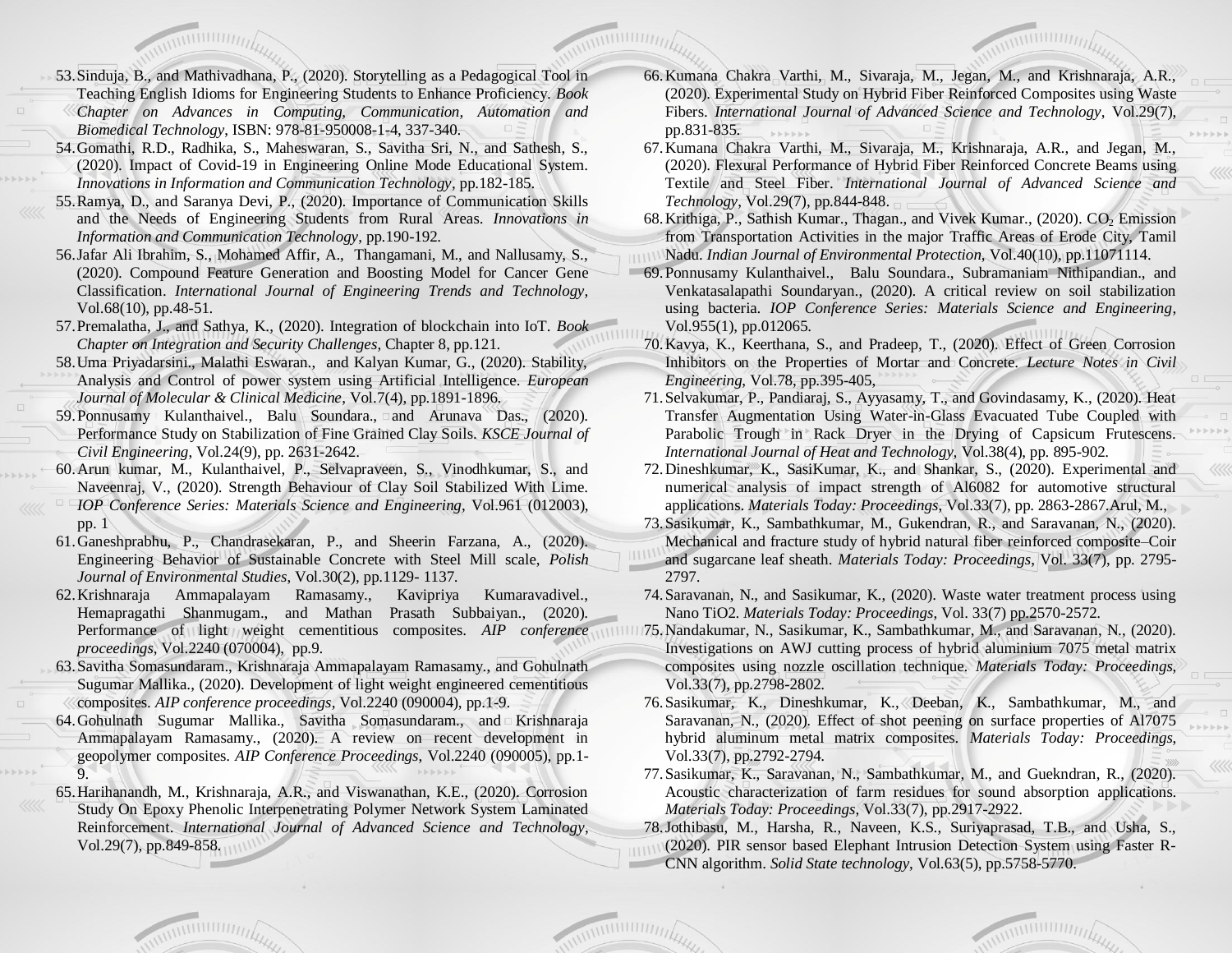53. Sinduja, B., and Mathivadhana, P., (2020). Storytelling as a Pedagogical Tool in Teaching English Idioms for Engineering Students to Enhance Proficiency. *Book Chapter on Advances in Computing, Communication, Automation and Biomedical Technology*, ISBN: 978-81-950008-1-4, 337-340.
54. Gomathi, R.D., Radhika, S., Maheswaran, S., Savitha Sri, N., and Sathesh, S., (2020). Impact of Covid-19 in Engineering Online Mode Educational System. *Innovations in Information and Communication Technology*, pp.182-185.
55. Ramya, D., and Saranya Devi, P., (2020). Importance of Communication Skills and the Needs of Engineering Students from Rural Areas. *Innovations in Information and Communication Technology*, pp.190-192.
56. Jafar Ali Ibrahim, S., Mohamed Affir, A., Thangamani, M., and Nallusamy, S., (2020). Compound Feature Generation and Boosting Model for Cancer Gene Classification. *International Journal of Engineering Trends and Technology*, Vol.68(10), pp.48-51.
57. Premalatha, J., and Sathya, K., (2020). Integration of blockchain into IoT. *Book Chapter on Integration and Security Challenges*, Chapter 8, pp.121.
58. Uma Priyadarsini., Malathi Eswaran., and Kalyan Kumar, G., (2020). Stability, Analysis and Control of power system using Artificial Intelligence. *European Journal of Molecular & Clinical Medicine*, Vol.7(4), pp.1891-1896.
59. Ponnusamy Kulanthaivel., Balu Soundara., and Arunava Das., (2020). Performance Study on Stabilization of Fine Grained Clay Soils. *KSCE Journal of Civil Engineering*, Vol.24(9), pp. 2631-2642.
60. Arun kumar, M., Kulanthaivel, P., Selvapraveen, S., Vinodhkumar, S., and Naveenraj, V., (2020). Strength Behaviour of Clay Soil Stabilized With Lime. *IOP Conference Series: Materials Science and Engineering*, Vol.961 (012003), pp. 1
61. Ganeshprabhu, P., Chandrasekaran, P., and Sheerin Farzana, A., (2020). Engineering Behavior of Sustainable Concrete with Steel Mill scale, *Polish Journal of Environmental Studies*, Vol.30(2), pp.1129- 1137.
62. Krishnaraja Ammapalayam Ramasamy., Kavipriya Kumaravadivel., Hemapragathi Shanmugam., and Mathan Prasath Subbaiyan., (2020). Performance of light weight cementitious composites. *AIP conference proceedings*, Vol.2240 (070004), pp.9.
63. Savitha Somasundaram., Krishnaraja Ammapalayam Ramasamy., and Gohulnath Sugumar Mallika., (2020). Development of light weight engineered cementitious composites. *AIP conference proceedings*, Vol.2240 (090004), pp.1-9.
64. Gohulnath Sugumar Mallika., Savitha Somasundaram., and Krishnaraja Ammapalayam Ramasamy., (2020). A review on recent development in geopolymer composites. *AIP Conference Proceedings*, Vol.2240 (090005), pp.1-9.
65. Harihanandh, M., Krishnaraja, A.R., and Viswanathan, K.E., (2020). Corrosion Study On Epoxy Phenolic Interpenetrating Polymer Network System Laminated Reinforcement. *International Journal of Advanced Science and Technology*, Vol.29(7), pp.849-858.
66. Kumana Chakra Varthi, M., Sivaraja, M., Jegan, M., and Krishnaraja, A.R., (2020). Experimental Study on Hybrid Fiber Reinforced Composites using Waste Fibers. *International Journal of Advanced Science and Technology*, Vol.29(7), pp.831-835.
67. Kumana Chakra Varthi, M., Sivaraja, M., Krishnaraja, A.R., and Jegan, M., (2020). Flexural Performance of Hybrid Fiber Reinforced Concrete Beams using Textile and Steel Fiber. *International Journal of Advanced Science and Technology*, Vol.29(7), pp.844-848.
68. Krithiga, P., Sathish Kumar., Thagan., and Vivek Kumar., (2020). $CO_2$ Emission from Transportation Activities in the major Traffic Areas of Erode City, Tamil Nadu. *Indian Journal of Environmental Protection*, Vol.40(10), pp.11071114.
69. Ponnusamy Kulanthaivel., Balu Soundara., Subramaniam Nithipandian., and Venkatasalapathi Soundaryan., (2020). A critical review on soil stabilization using bacteria. *IOP Conference Series: Materials Science and Engineering*, Vol.955(1), pp.012065.
70. Kavya, K., Keerthana, S., and Pradeep, T., (2020). Effect of Green Corrosion Inhibitors on the Properties of Mortar and Concrete. *Lecture Notes in Civil Engineering*, Vol.78, pp.395-405,
71. Selvakumar, P., Pandiaraj, S., Ayyasamy, T., and Govindasamy, K., (2020). Heat Transfer Augmentation Using Water-in-Glass Evacuated Tube Coupled with Parabolic Trough in Rack Dryer in the Drying of Capsicum Frutescens. *International Journal of Heat and Technology*, Vol.38(4), pp. 895-902.
72. Dineshkumar, K., SasiKumar, K., and Shankar, S., (2020). Experimental and numerical analysis of impact strength of Al6082 for automotive structural applications. *Materials Today: Proceedings*, Vol.33(7), pp. 2863-2867.Arul, M.,
73. Sasikumar, K., Sambathkumar, M., Gukendran, R., and Saravanan, N., (2020). Mechanical and fracture study of hybrid natural fiber reinforced composite–Coir and sugarcane leaf sheath. *Materials Today: Proceedings*, Vol. 33(7), pp. 2795-2797.
74. Saravanan, N., and Sasikumar, K., (2020). Waste water treatment process using Nano TiO2. *Materials Today: Proceedings*, Vol. 33(7) pp.2570-2572.
75. Nandakumar, N., Sasikumar, K., Sambathkumar, M., and Saravanan, N., (2020). Investigations on AWJ cutting process of hybrid aluminium 7075 metal matrix composites using nozzle oscillation technique. *Materials Today: Proceedings*, Vol.33(7), pp.2798-2802.
76. Sasikumar, K., Dineshkumar, K., Deeban, K., Sambathkumar, M., and Saravanan, N., (2020). Effect of shot peening on surface properties of Al7075 hybrid aluminum metal matrix composites. *Materials Today: Proceedings*, Vol.33(7), pp.2792-2794.
77. Sasikumar, K., Saravanan, N., Sambathkumar, M., and Guekndran, R., (2020). Acoustic characterization of farm residues for sound absorption applications. *Materials Today: Proceedings*, Vol.33(7), pp.2917-2922.
78. Jothibasu, M., Harsha, R., Naveen, K.S., Suriyaprasad, T.B., and Usha, S., (2020). PIR sensor based Elephant Intrusion Detection System using Faster R-CNN algorithm. *Solid State technology*, Vol.63(5), pp.5758-5770.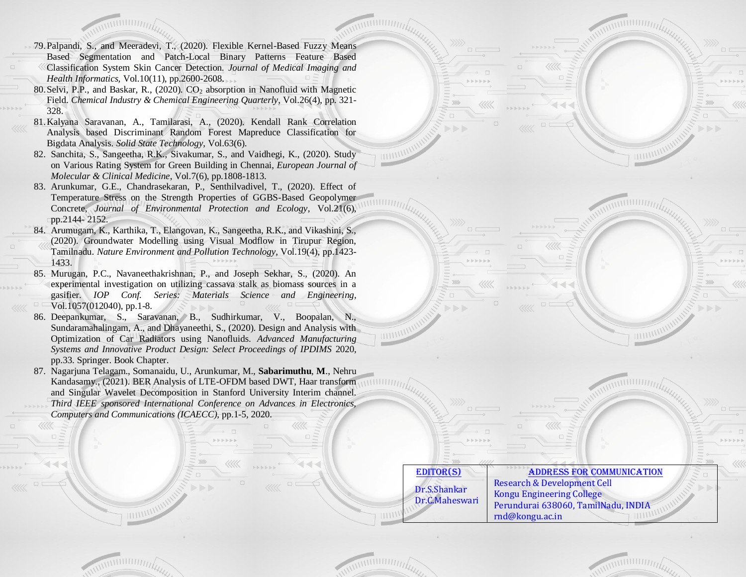79. Palpandi, S., and Meeradevi, T., (2020). Flexible Kernel-Based Fuzzy Means Based Segmentation and Patch-Local Binary Patterns Feature Based Classification System Skin Cancer Detection. *Journal of Medical Imaging and Health Informatics*, Vol.10(11), pp.2600-2608.
80. Selvi, P.P., and Baskar, R., (2020). $CO_2$ absorption in Nanofluid with Magnetic Field. *Chemical Industry & Chemical Engineering Quarterly*, Vol.26(4), pp. 321-328.
81. Kalyana Saravanan, A., Tamilarasi, A., (2020). Kendall Rank Correlation Analysis based Discriminant Random Forest Mapreduce Classification for Bigdata Analysis. *Solid State Technology*, Vol.63(6).
82. Sanchita, S., Sangeetha, R.K., Sivakumar, S., and Vaidhegi, K., (2020). Study on Various Rating System for Green Building in Chennai, *European Journal of Molecular & Clinical Medicine*, Vol.7(6), pp.1808-1813.
83. Arunkumar, G.E., Chandrasekaran, P., Senthilvadivel, T., (2020). Effect of Temperature Stress on the Strength Properties of GGBS-Based Geopolymer Concrete, *Journal of Environmental Protection and Ecology*, Vol.21(6), pp.2144- 2152.
84. Arumugam, K., Karthika, T., Elangovan, K., Sangeetha, R.K., and Vikashini, S., (2020). Groundwater Modelling using Visual Modflow in Tirupur Region, Tamilnadu. *Nature Environment and Pollution Technology*, Vol.19(4), pp.1423-1433.
85. Murugan, P.C., Navaneethakrishnan, P., and Joseph Sekhar, S., (2020). An experimental investigation on utilizing cassava stalk as biomass sources in a gasifier. *IOP Conf. Series: Materials Science and Engineering*, Vol.1057(012040), pp.1-8.
86. Deepankumar, S., Saravanan, B., Sudhirkumar, V., Boopalan, N., Sundaramahalingam, A., and Dhayaneethi, S., (2020). Design and Analysis with Optimization of Car Radiators using Nanofluids. *Advanced Manufacturing Systems and Innovative Product Design: Select Proceedings of IPDIMS* 2020, pp.33. Springer. Book Chapter.
87. Nagarjuna Telagam., Somanaidu, U., Arunkumar, M., **Sabarimuthu**, **M**., Nehru Kandasamy., (2021). BER Analysis of LTE-OFDM based DWT, Haar transform and Singular Wavelet Decomposition in Stanford University Interim channel. *Third IEEE sponsored International Conference on Advances in Electronics, Computers and Communications (ICAECC)*, pp.1-5, 2020.

| EDITOR(S) | ADDRESS FOR COMMUNICATION |
|---|---|
| Dr.S.Shankar<br>Dr.C.Maheswari | Research & Development Cell<br>Kongu Engineering College<br>Perundurai 638060, TamilNadu, INDIA<br>rnd@kongu.ac.in |